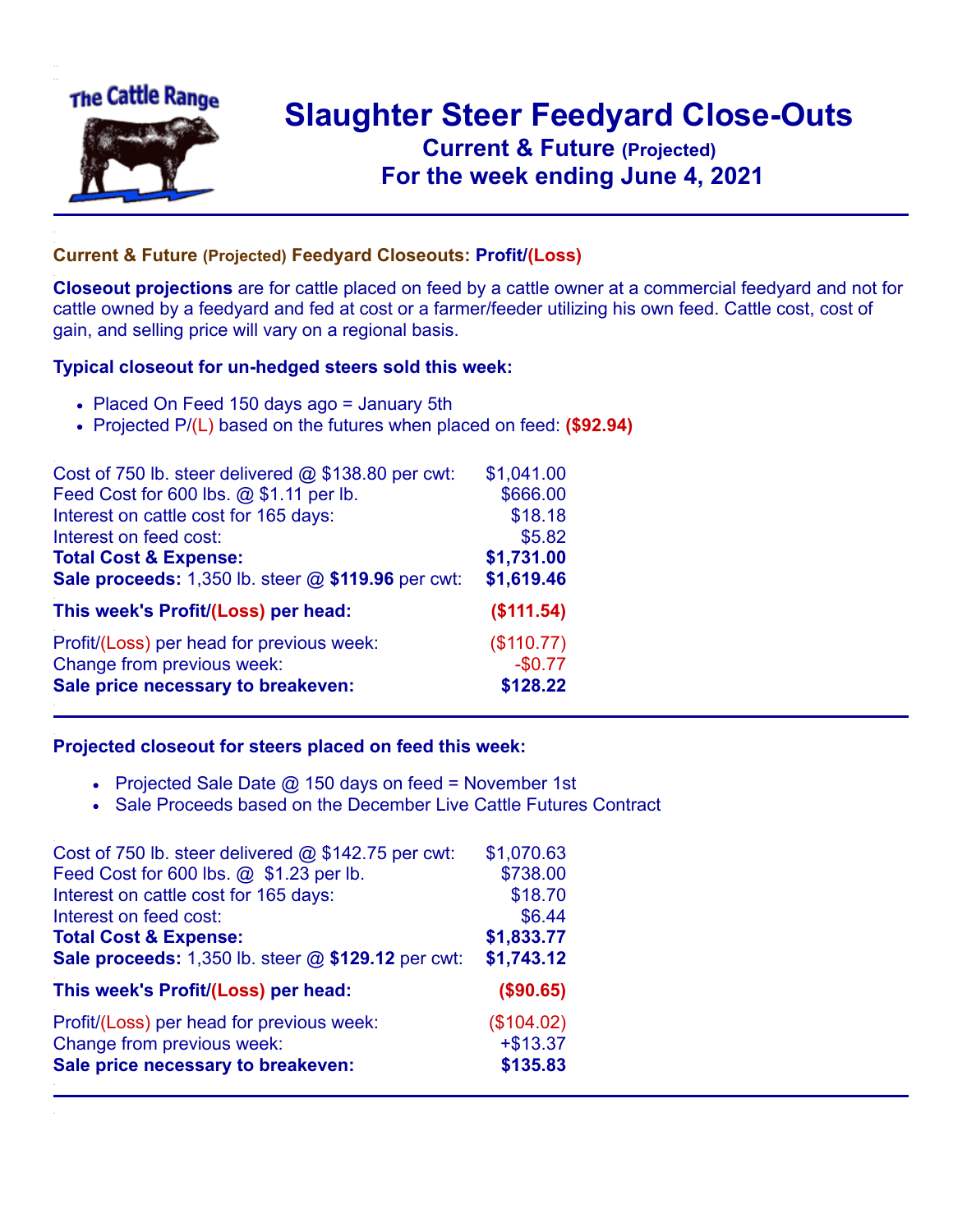# Slaughter Steer Feedyard Close-Outs

## Current & Future (Projected)

## For the week ending June 4, 2021

### Current & Future (Projected) Feedyard Closeouts: Profit/(Loss)

**Closeout projections** are for cattle placed on feed by a cattle owner at a commercial feedyard and not for cattle owned by a feedyard and fed at cost or a farmer/feeder utilizing his own feed. Cattle cost, cost of gain, and selling price will vary on a regional basis.

### Typical closeout for un-hedged steers sold this week:

- Placed On Feed 150 days ago = January 5th
- Projected P/(L) based on the futures when placed on feed: **($92.94)**

| | |
|---|---|
| Cost of 750 lb. steer delivered @ $138.80 per cwt: | $1,041.00 |
| Feed Cost for 600 lbs. @ $1.11 per lb. | $666.00 |
| Interest on cattle cost for 165 days: | $18.18 |
| Interest on feed cost: | $5.82 |
| **Total Cost & Expense:** | **$1,731.00** |
| **Sale proceeds:** 1,350 lb. steer @ **$119.96** per cwt: | **$1,619.46** |
| **This week's Profit/(Loss) per head:** | **($111.54)** |
| Profit/(Loss) per head for previous week: | ($110.77) |
| Change from previous week: | -$0.77 |
| **Sale price necessary to breakeven:** | **$128.22** |

### Projected closeout for steers placed on feed this week:

- Projected Sale Date @ 150 days on feed = November 1st
- Sale Proceeds based on the December Live Cattle Futures Contract

| | |
|---|---|
| Cost of 750 lb. steer delivered @ $142.75 per cwt: | $1,070.63 |
| Feed Cost for 600 lbs. @ $1.23 per lb. | $738.00 |
| Interest on cattle cost for 165 days: | $18.70 |
| Interest on feed cost: | $6.44 |
| **Total Cost & Expense:** | **$1,833.77** |
| **Sale proceeds:** 1,350 lb. steer @ **$129.12** per cwt: | **$1,743.12** |
| **This week's Profit/(Loss) per head:** | **($90.65)** |
| Profit/(Loss) per head for previous week: | ($104.02) |
| Change from previous week: | +$13.37 |
| **Sale price necessary to breakeven:** | **$135.83** |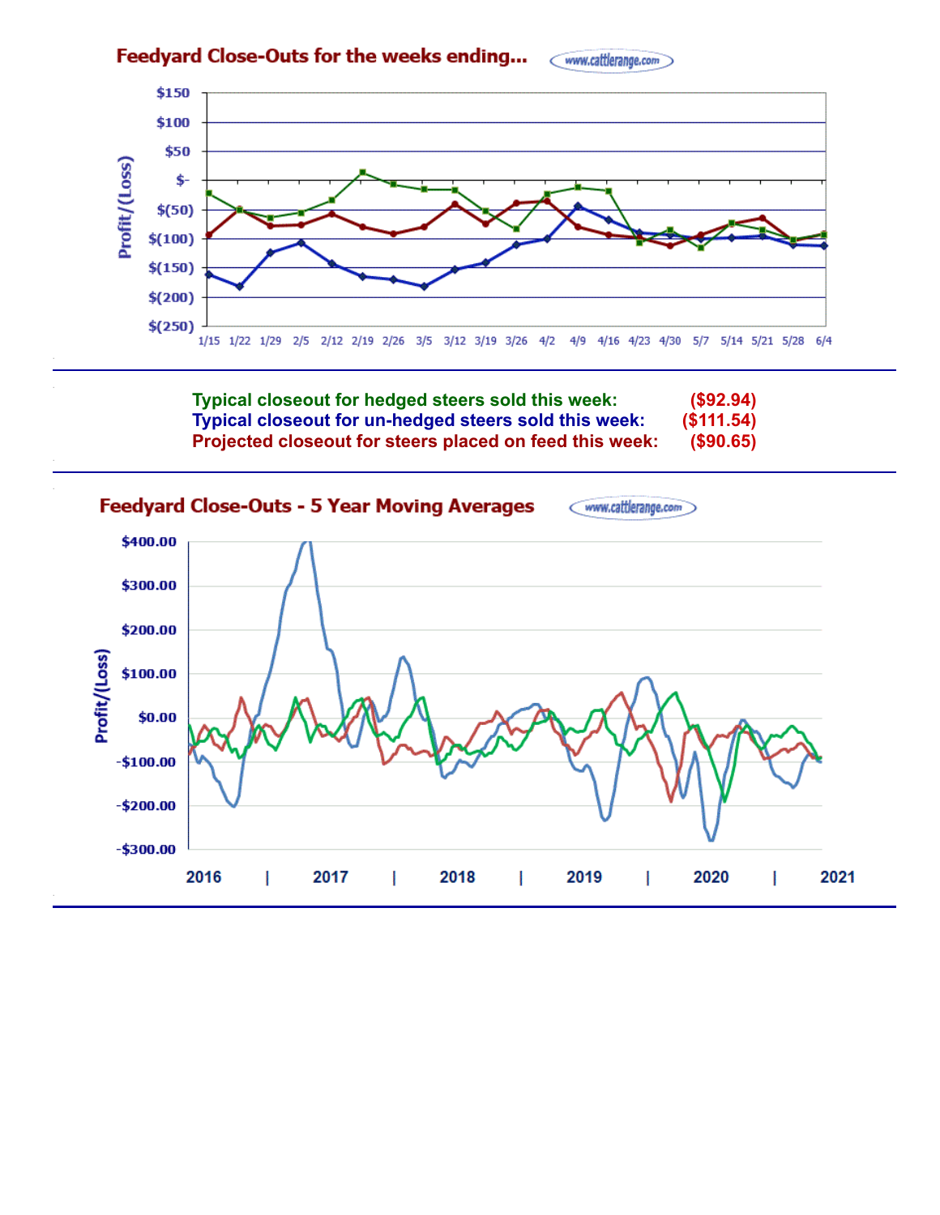## Feedyard Close-Outs for the weeks ending...

www.cattlerange.com

Profit/(Loss)

$150
$100
$50
$-
$(50)
$(100)
$(150)
$(200)
$(250)

1/15 1/22 1/29 2/5 2/12 2/19 2/26 3/5 3/12 3/19 3/26 4/2 4/9 4/16 4/23 4/30 5/7 5/14 5/21 5/28 6/4

| | |
|---|---|
| Typical closeout for hedged steers sold this week: | ($92.94) |
| Typical closeout for un-hedged steers sold this week: | ($111.54) |
| Projected closeout for steers placed on feed this week: | ($90.65) |

## Feedyard Close-Outs - 5 Year Moving Averages

www.cattlerange.com

Profit/(Loss)

$400.00
$300.00
$200.00
$100.00
$0.00
-$100.00
-$200.00
-$300.00

2016 | 2017 | 2018 | 2019 | 2020 | 2021